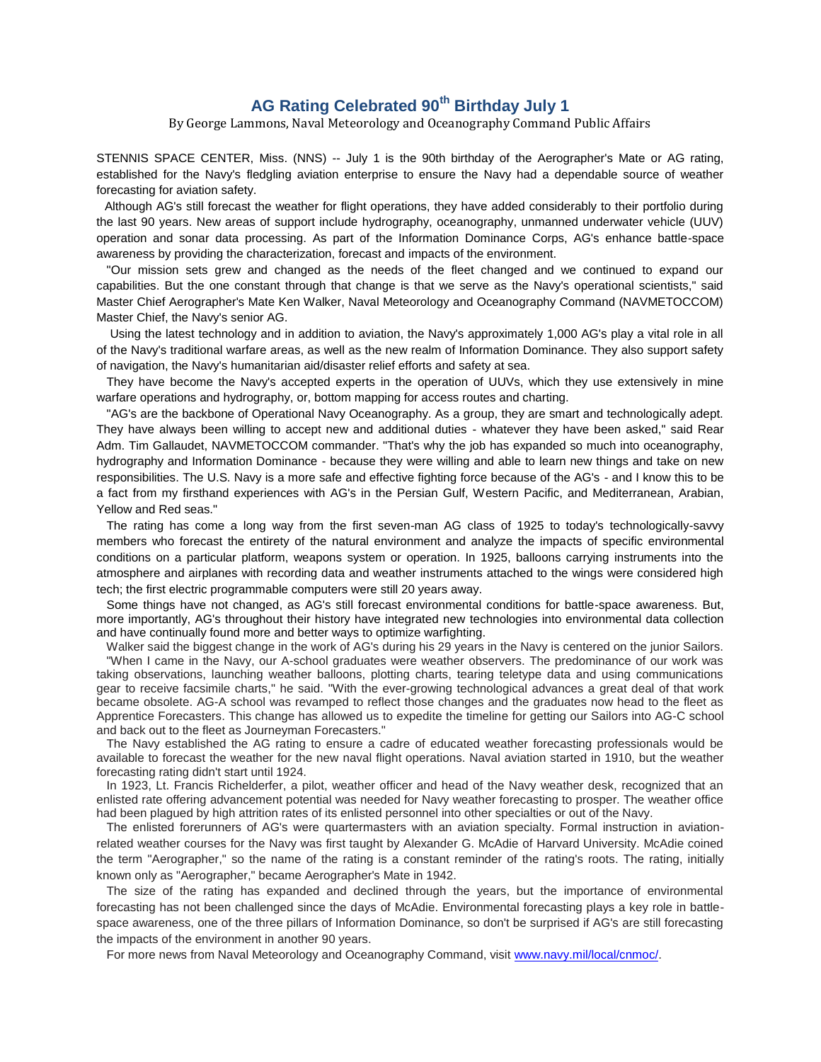# AG Rating Celebrated 90th Birthday July 1

By George Lammons, Naval Meteorology and Oceanography Command Public Affairs

STENNIS SPACE CENTER, Miss. (NNS) -- July 1 is the 90th birthday of the Aerographer's Mate or AG rating, established for the Navy's fledgling aviation enterprise to ensure the Navy had a dependable source of weather forecasting for aviation safety.

Although AG's still forecast the weather for flight operations, they have added considerably to their portfolio during the last 90 years. New areas of support include hydrography, oceanography, unmanned underwater vehicle (UUV) operation and sonar data processing. As part of the Information Dominance Corps, AG's enhance battle-space awareness by providing the characterization, forecast and impacts of the environment.

"Our mission sets grew and changed as the needs of the fleet changed and we continued to expand our capabilities. But the one constant through that change is that we serve as the Navy's operational scientists," said Master Chief Aerographer's Mate Ken Walker, Naval Meteorology and Oceanography Command (NAVMETOCCOM) Master Chief, the Navy's senior AG.

Using the latest technology and in addition to aviation, the Navy's approximately 1,000 AG's play a vital role in all of the Navy's traditional warfare areas, as well as the new realm of Information Dominance. They also support safety of navigation, the Navy's humanitarian aid/disaster relief efforts and safety at sea.

They have become the Navy's accepted experts in the operation of UUVs, which they use extensively in mine warfare operations and hydrography, or, bottom mapping for access routes and charting.

"AG's are the backbone of Operational Navy Oceanography. As a group, they are smart and technologically adept. They have always been willing to accept new and additional duties - whatever they have been asked," said Rear Adm. Tim Gallaudet, NAVMETOCCOM commander. "That's why the job has expanded so much into oceanography, hydrography and Information Dominance - because they were willing and able to learn new things and take on new responsibilities. The U.S. Navy is a more safe and effective fighting force because of the AG's - and I know this to be a fact from my firsthand experiences with AG's in the Persian Gulf, Western Pacific, and Mediterranean, Arabian, Yellow and Red seas."

The rating has come a long way from the first seven-man AG class of 1925 to today's technologically-savvy members who forecast the entirety of the natural environment and analyze the impacts of specific environmental conditions on a particular platform, weapons system or operation. In 1925, balloons carrying instruments into the atmosphere and airplanes with recording data and weather instruments attached to the wings were considered high tech; the first electric programmable computers were still 20 years away.

Some things have not changed, as AG's still forecast environmental conditions for battle-space awareness. But, more importantly, AG's throughout their history have integrated new technologies into environmental data collection and have continually found more and better ways to optimize warfighting.

Walker said the biggest change in the work of AG's during his 29 years in the Navy is centered on the junior Sailors.

"When I came in the Navy, our A-school graduates were weather observers. The predominance of our work was taking observations, launching weather balloons, plotting charts, tearing teletype data and using communications gear to receive facsimile charts," he said. "With the ever-growing technological advances a great deal of that work became obsolete. AG-A school was revamped to reflect those changes and the graduates now head to the fleet as Apprentice Forecasters. This change has allowed us to expedite the timeline for getting our Sailors into AG-C school and back out to the fleet as Journeyman Forecasters."

The Navy established the AG rating to ensure a cadre of educated weather forecasting professionals would be available to forecast the weather for the new naval flight operations. Naval aviation started in 1910, but the weather forecasting rating didn't start until 1924.

In 1923, Lt. Francis Richelderfer, a pilot, weather officer and head of the Navy weather desk, recognized that an enlisted rate offering advancement potential was needed for Navy weather forecasting to prosper. The weather office had been plagued by high attrition rates of its enlisted personnel into other specialties or out of the Navy.

The enlisted forerunners of AG's were quartermasters with an aviation specialty. Formal instruction in aviation-related weather courses for the Navy was first taught by Alexander G. McAdie of Harvard University. McAdie coined the term "Aerographer," so the name of the rating is a constant reminder of the rating's roots. The rating, initially known only as "Aerographer," became Aerographer's Mate in 1942.

The size of the rating has expanded and declined through the years, but the importance of environmental forecasting has not been challenged since the days of McAdie. Environmental forecasting plays a key role in battle-space awareness, one of the three pillars of Information Dominance, so don't be surprised if AG's are still forecasting the impacts of the environment in another 90 years.

For more news from Naval Meteorology and Oceanography Command, visit [www.navy.mil/local/cnmoc/](www.navy.mil/local/cnmoc/).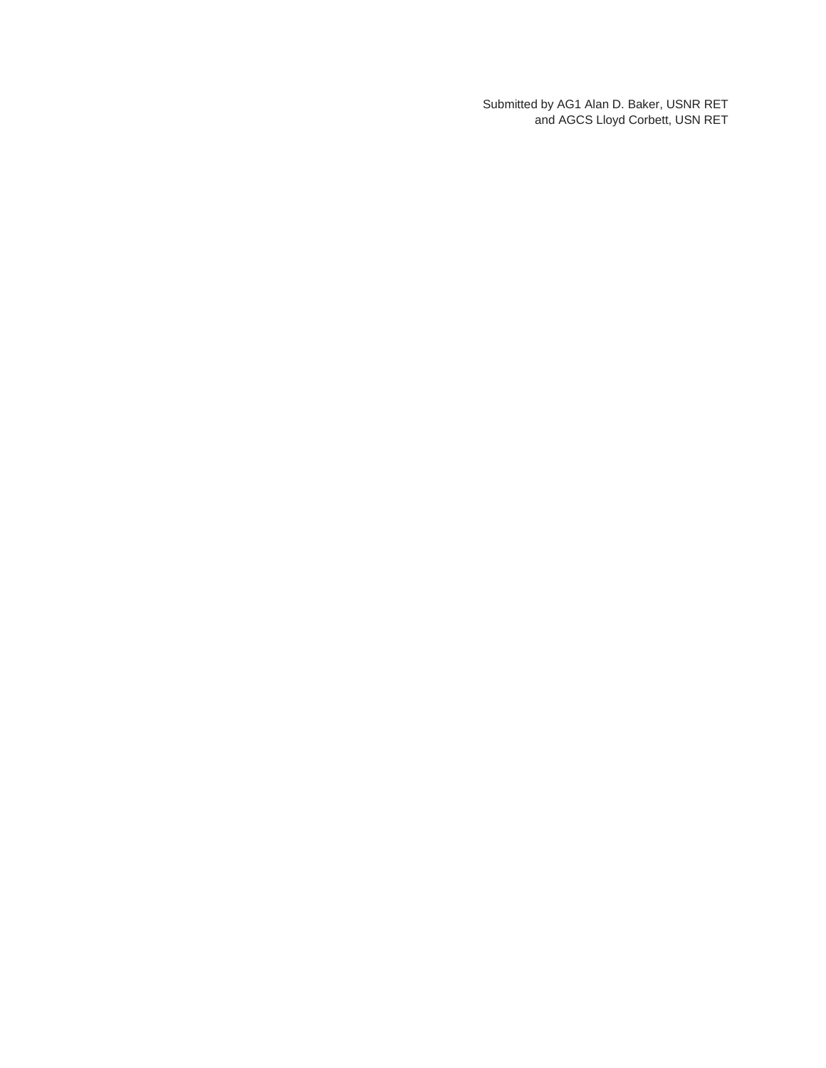Submitted by AG1 Alan D. Baker, USNR RET
and AGCS Lloyd Corbett, USN RET